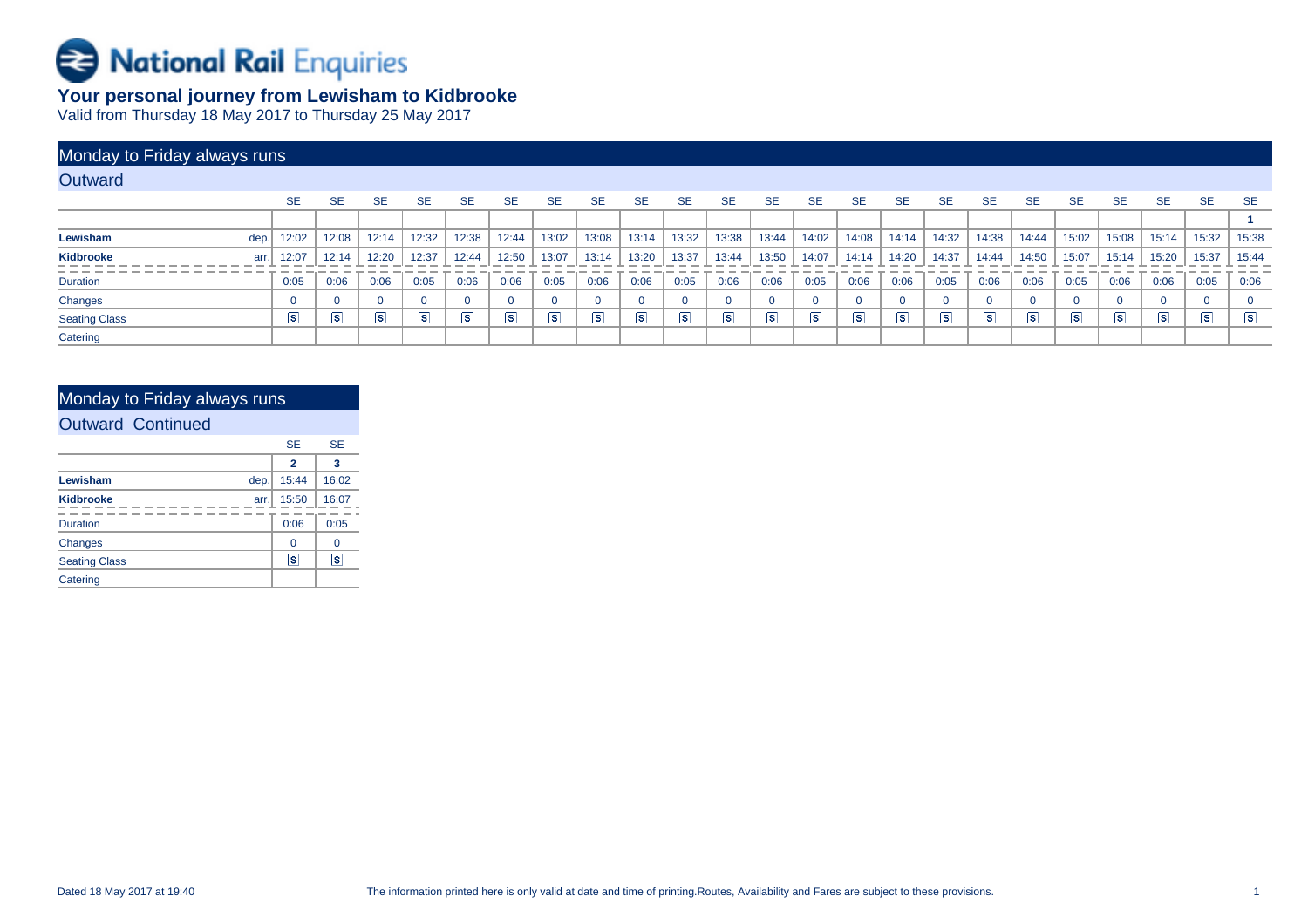# National Rail Enquiries

## Your personal journey from Lewisham to Kidbrooke

Valid from Thursday 18 May 2017 to Thursday 25 May 2017

### Monday to Friday always runs

#### Outward

| | | SE | SE | SE | SE | SE | SE | SE | SE | SE | SE | SE | SE | SE | SE | SE | SE | SE | SE | SE | SE | SE | SE | SE |
|---|---|---|---|---|---|---|---|---|---|---|---|---|---|---|---|---|---|---|---|---|---|---|---|---|
| | | | | | | | | | | | | | | | | | | | | | | | | 1 |
| **Lewisham** | dep. | 12:02 | 12:08 | 12:14 | 12:32 | 12:38 | 12:44 | 13:02 | 13:08 | 13:14 | 13:32 | 13:38 | 13:44 | 14:02 | 14:08 | 14:14 | 14:32 | 14:38 | 14:44 | 15:02 | 15:08 | 15:14 | 15:32 | 15:38 |
| **Kidbrooke** | arr. | 12:07 | 12:14 | 12:20 | 12:37 | 12:44 | 12:50 | 13:07 | 13:14 | 13:20 | 13:37 | 13:44 | 13:50 | 14:07 | 14:14 | 14:20 | 14:37 | 14:44 | 14:50 | 15:07 | 15:14 | 15:20 | 15:37 | 15:44 |
| Duration | | 0:05 | 0:06 | 0:06 | 0:05 | 0:06 | 0:06 | 0:05 | 0:06 | 0:06 | 0:05 | 0:06 | 0:06 | 0:05 | 0:06 | 0:06 | 0:05 | 0:06 | 0:06 | 0:05 | 0:06 | 0:06 | 0:05 | 0:06 |
| Changes | | 0 | 0 | 0 | 0 | 0 | 0 | 0 | 0 | 0 | 0 | 0 | 0 | 0 | 0 | 0 | 0 | 0 | 0 | 0 | 0 | 0 | 0 | 0 |
| Seating Class | | S | S | S | S | S | S | S | S | S | S | S | S | S | S | S | S | S | S | S | S | S | S | S |
| Catering | | | | | | | | | | | | | | | | | | | | | | | | |

### Monday to Friday always runs

#### Outward Continued

| | | SE | SE |
|---|---|---|---|
| | | 2 | 3 |
| **Lewisham** | dep. | 15:44 | 16:02 |
| **Kidbrooke** | arr. | 15:50 | 16:07 |
| Duration | | 0:06 | 0:05 |
| Changes | | 0 | 0 |
| Seating Class | | S | S |
| Catering | | | |

Dated 18 May 2017 at 19:40

The information printed here is only valid at date and time of printing.Routes, Availability and Fares are subject to these provisions.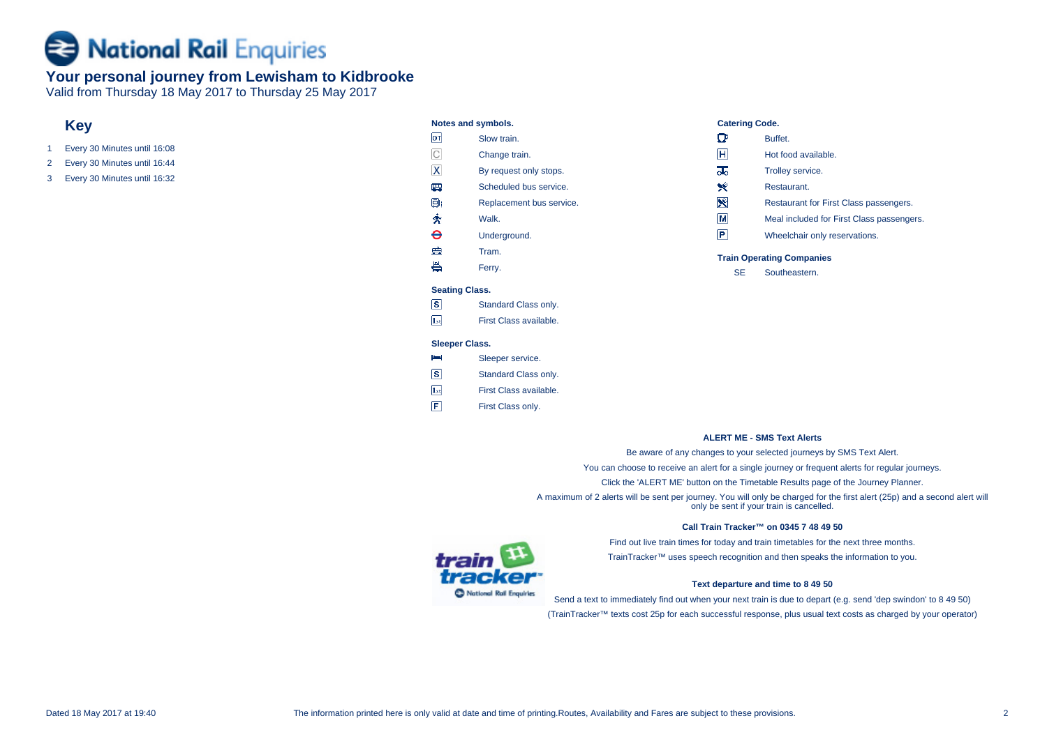# National Rail Enquiries

## Your personal journey from Lewisham to Kidbrooke

Valid from Thursday 18 May 2017 to Thursday 25 May 2017

### Key

1 Every 30 Minutes until 16:08

2 Every 30 Minutes until 16:44

3 Every 30 Minutes until 16:32

**Notes and symbols.**

| | |
|---|---|
| OT | Slow train. |
| C | Change train. |
| X | By request only stops. |
| | Scheduled bus service. |
| | Replacement bus service. |
| | Walk. |
| | Underground. |
| | Tram. |
| | Ferry. |

**Seating Class.**

| | |
|---|---|
| S | Standard Class only. |
| 1st | First Class available. |

**Sleeper Class.**

| | |
|---|---|
| | Sleeper service. |
| S | Standard Class only. |
| 1st | First Class available. |
| F | First Class only. |

**Catering Code.**

| | |
|---|---|
| | Buffet. |
| H | Hot food available. |
| | Trolley service. |
| | Restaurant. |
| | Restaurant for First Class passengers. |
| M | Meal included for First Class passengers. |
| P | Wheelchair only reservations. |

**Train Operating Companies**

| | |
|---|---|
| SE | Southeastern. |

**ALERT ME - SMS Text Alerts**

Be aware of any changes to your selected journeys by SMS Text Alert.

You can choose to receive an alert for a single journey or frequent alerts for regular journeys.

Click the 'ALERT ME' button on the Timetable Results page of the Journey Planner.

A maximum of 2 alerts will be sent per journey. You will only be charged for the first alert (25p) and a second alert will only be sent if your train is cancelled.

**Call Train Tracker™ on 0345 7 48 49 50**

Find out live train times for today and train timetables for the next three months.

TrainTracker™ uses speech recognition and then speaks the information to you.

**Text departure and time to 8 49 50**

Send a text to immediately find out when your next train is due to depart (e.g. send 'dep swindon' to 8 49 50)

(TrainTracker™ texts cost 25p for each successful response, plus usual text costs as charged by your operator)

Dated 18 May 2017 at 19:40

The information printed here is only valid at date and time of printing.Routes, Availability and Fares are subject to these provisions.